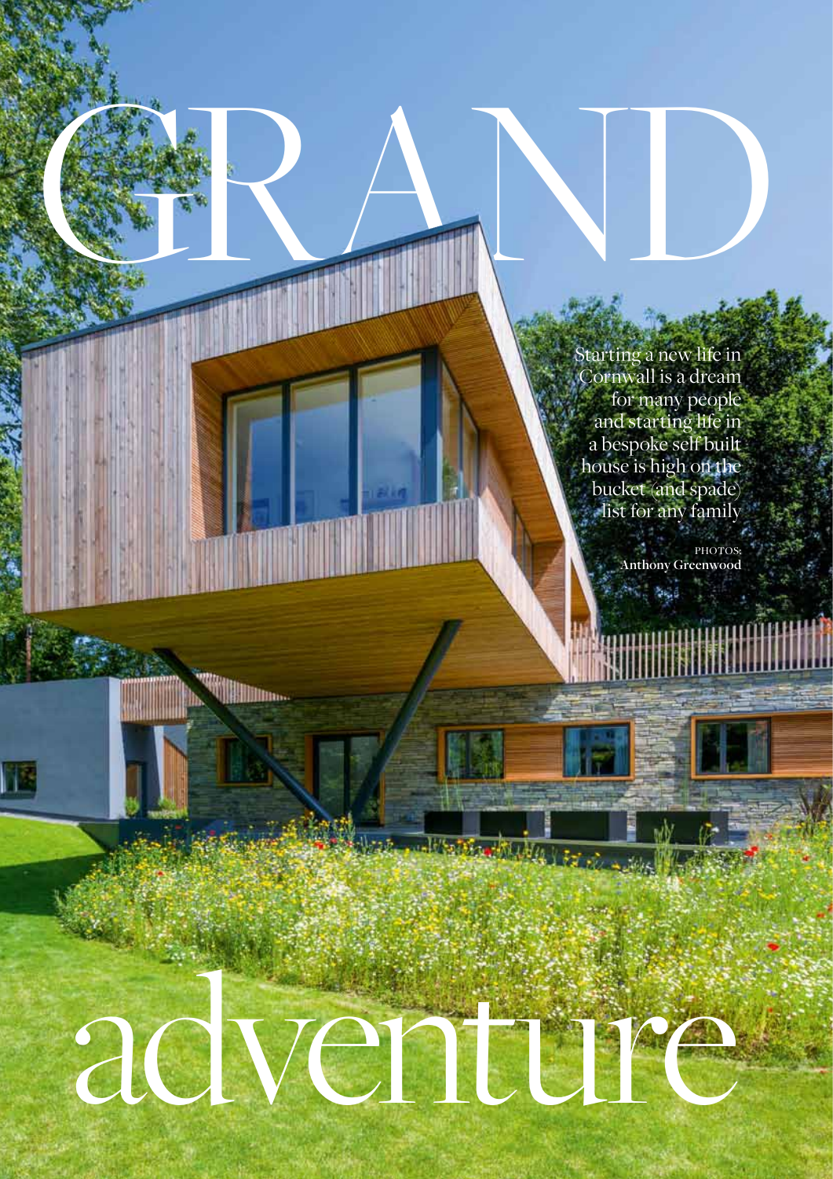# GRAND adventure

Starting a new life in Cornwall is a dream for many people and starting life in a bespoke self built house is high on the bucket (and spade) list for any family

PHOTOS: **Anthony Greenwood**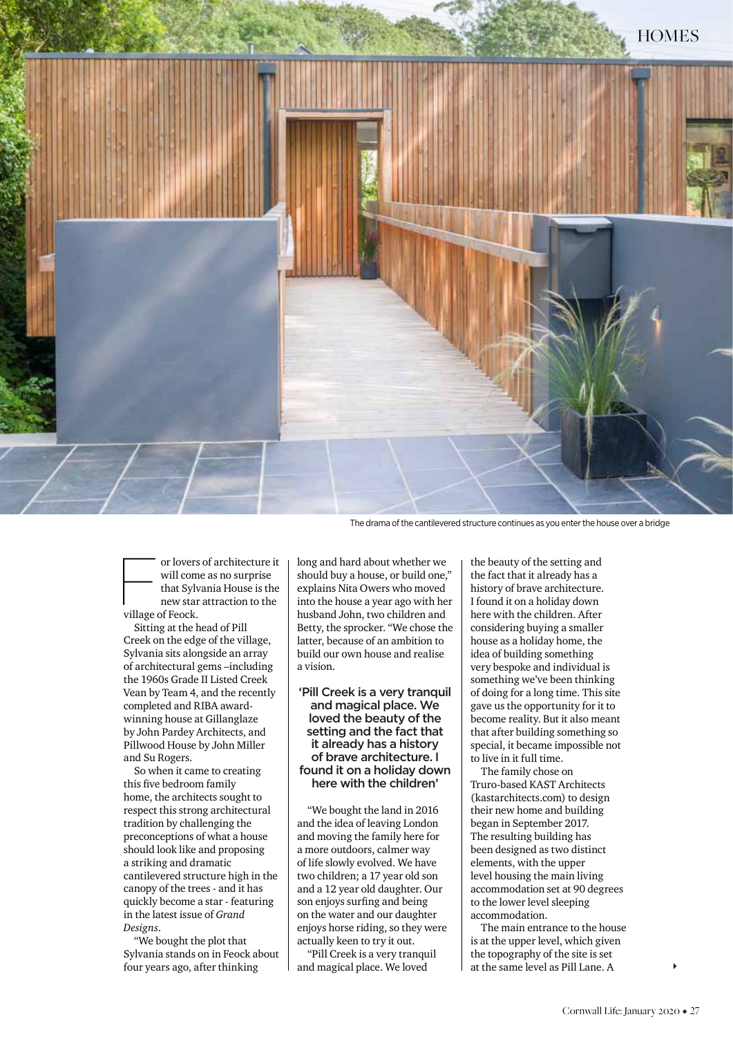The drama of the cantilevered structure continues as you enter the house over a bridge

For lovers of architecture it will come as no surprise that Sylvania House is the new star attraction to the village of Feock.

Sitting at the head of Pill Creek on the edge of the village, Sylvania sits alongside an array of architectural gems –including the 1960s Grade II Listed Creek Vean by Team 4, and the recently completed and RIBA award-winning house at Gillanglaze by John Pardey Architects, and Pillwood House by John Miller and Su Rogers.

So when it came to creating this five bedroom family home, the architects sought to respect this strong architectural tradition by challenging the preconceptions of what a house should look like and proposing a striking and dramatic cantilevered structure high in the canopy of the trees - and it has quickly become a star - featuring in the latest issue of *Grand Designs*.

"We bought the plot that Sylvania stands on in Feock about four years ago, after thinking long and hard about whether we should buy a house, or build one," explains Nita Owers who moved into the house a year ago with her husband John, two children and Betty, the sprocker. "We chose the latter, because of an ambition to build our own house and realise a vision.

> **'Pill Creek is a very tranquil and magical place. We loved the beauty of the setting and the fact that it already has a history of brave architecture. I found it on a holiday down here with the children'**

"We bought the land in 2016 and the idea of leaving London and moving the family here for a more outdoors, calmer way of life slowly evolved. We have two children; a 17 year old son and a 12 year old daughter. Our son enjoys surfing and being on the water and our daughter enjoys horse riding, so they were actually keen to try it out.

"Pill Creek is a very tranquil and magical place. We loved the beauty of the setting and the fact that it already has a history of brave architecture. I found it on a holiday down here with the children. After considering buying a smaller house as a holiday home, the idea of building something very bespoke and individual is something we've been thinking of doing for a long time. This site gave us the opportunity for it to become reality. But it also meant that after building something so special, it became impossible not to live in it full time.

The family chose on Truro-based KAST Architects (kastarchitects.com) to design their new home and building began in September 2017. The resulting building has been designed as two distinct elements, with the upper level housing the main living accommodation set at 90 degrees to the lower level sleeping accommodation.

The main entrance to the house is at the upper level, which given the topography of the site is set at the same level as Pill Lane. A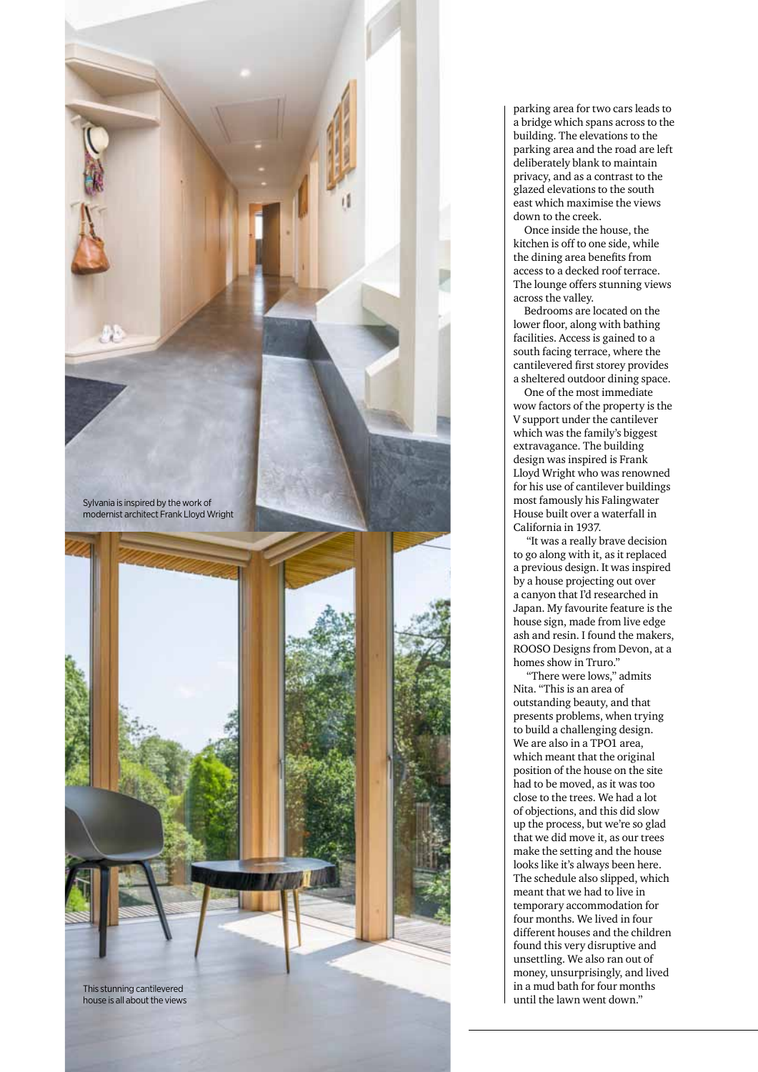Sylvania is inspired by the work of modernist architect Frank Lloyd Wright

This stunning cantilevered house is all about the views

parking area for two cars leads to a bridge which spans across to the building. The elevations to the parking area and the road are left deliberately blank to maintain privacy, and as a contrast to the glazed elevations to the south east which maximise the views down to the creek.

Once inside the house, the kitchen is off to one side, while the dining area benefits from access to a decked roof terrace. The lounge offers stunning views across the valley.

Bedrooms are located on the lower floor, along with bathing facilities. Access is gained to a south facing terrace, where the cantilevered first storey provides a sheltered outdoor dining space.

One of the most immediate wow factors of the property is the V support under the cantilever which was the family's biggest extravagance. The building design was inspired is Frank Lloyd Wright who was renowned for his use of cantilever buildings most famously his Falingwater House built over a waterfall in California in 1937.

"It was a really brave decision to go along with it, as it replaced a previous design. It was inspired by a house projecting out over a canyon that I'd researched in Japan. My favourite feature is the house sign, made from live edge ash and resin. I found the makers, ROOSO Designs from Devon, at a homes show in Truro."

"There were lows," admits Nita. "This is an area of outstanding beauty, and that presents problems, when trying to build a challenging design. We are also in a TPO1 area, which meant that the original position of the house on the site had to be moved, as it was too close to the trees. We had a lot of objections, and this did slow up the process, but we're so glad that we did move it, as our trees make the setting and the house looks like it's always been here. The schedule also slipped, which meant that we had to live in temporary accommodation for four months. We lived in four different houses and the children found this very disruptive and unsettling. We also ran out of money, unsurprisingly, and lived in a mud bath for four months until the lawn went down."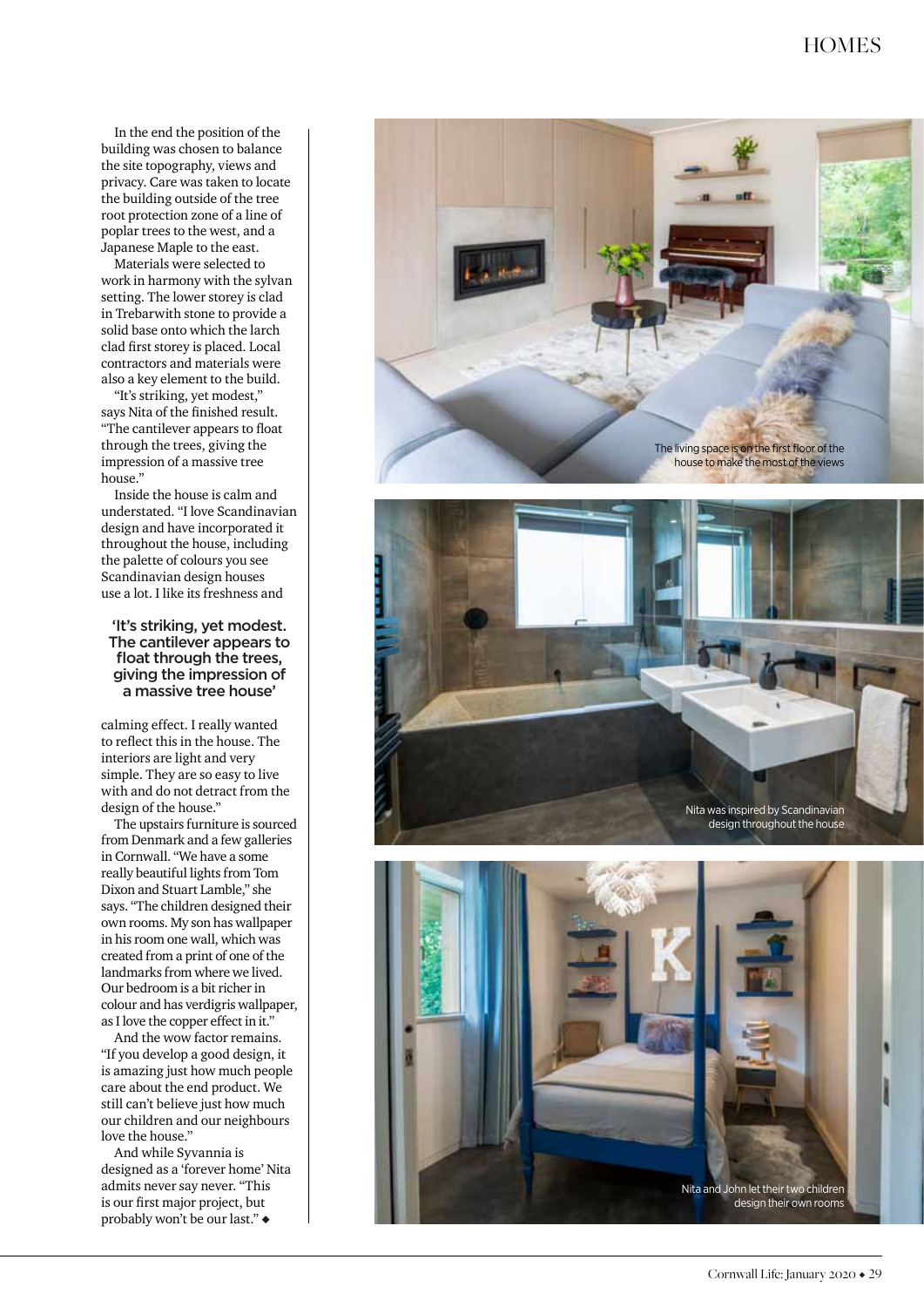In the end the position of the building was chosen to balance the site topography, views and privacy. Care was taken to locate the building outside of the tree root protection zone of a line of poplar trees to the west, and a Japanese Maple to the east.

Materials were selected to work in harmony with the sylvan setting. The lower storey is clad in Trebarwith stone to provide a solid base onto which the larch clad first storey is placed. Local contractors and materials were also a key element to the build.

"It's striking, yet modest," says Nita of the finished result. "The cantilever appears to float through the trees, giving the impression of a massive tree house."

Inside the house is calm and understated. "I love Scandinavian design and have incorporated it throughout the house, including the palette of colours you see Scandinavian design houses use a lot. I like its freshness and calming effect. I really wanted to reflect this in the house. The interiors are light and very simple. They are so easy to live with and do not detract from the design of the house."

**'It's striking, yet modest. The cantilever appears to float through the trees, giving the impression of a massive tree house'**

The upstairs furniture is sourced from Denmark and a few galleries in Cornwall. "We have a some really beautiful lights from Tom Dixon and Stuart Lamble," she says. "The children designed their own rooms. My son has wallpaper in his room one wall, which was created from a print of one of the landmarks from where we lived. Our bedroom is a bit richer in colour and has verdigris wallpaper, as I love the copper effect in it."

And the wow factor remains. "If you develop a good design, it is amazing just how much people care about the end product. We still can't believe just how much our children and our neighbours love the house."

And while Syvannia is designed as a 'forever home' Nita admits never say never. "This is our first major project, but probably won't be our last." ◆

The living space is on the first floor of the house to make the most of the views

Nita was inspired by Scandinavian design throughout the house

Nita and John let their two children design their own rooms